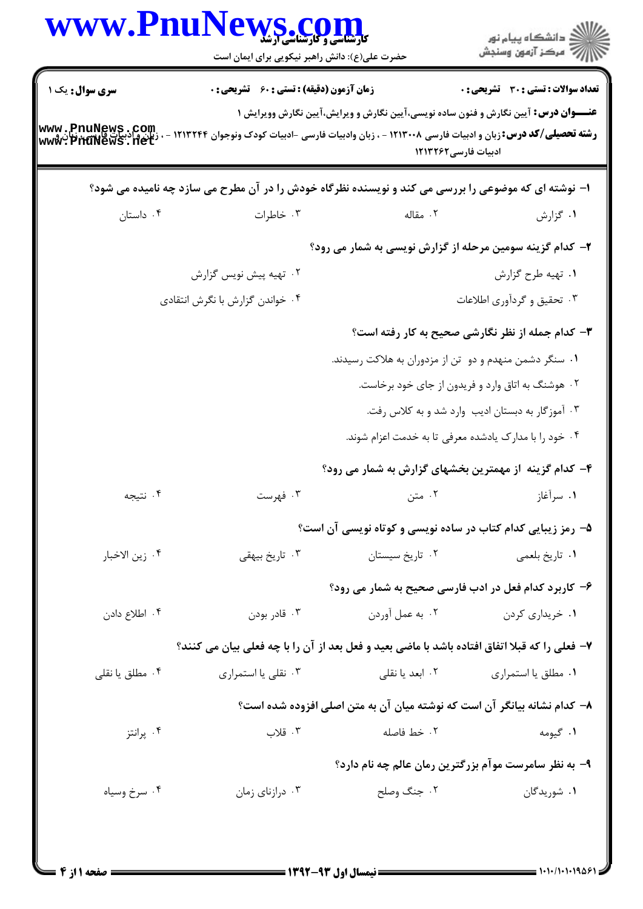**سری سوال:** یک ۱

**زمان آزمون (دقیقه) : تستی : ۶۰ تشریحی : ۰**

**تعداد سوالات : تستی : ۳۰ تشریحی : ۰**

**عنـــوان درس:** آیین نگارش و فنون ساده نویسی،آیین نگارش و ویرایش،آیین نگارش وویرایش ۱

**رشته تحصیلی/کد درس:** زبان و ادبیات فارسی ۱۲۱۳۰۰۸ - ، زبان وادبیات فارسی -ادبیات کودک ونوجوان ۱۲۱۳۲۴۴ - ، زبان و ادبیات فارسی، زبان و ادبیات فارسی۱۲۱۳۲۶۲

۱- نوشته ای که موضوعی را بررسی می کند و نویسنده نظرگاه خودش را در آن مطرح می سازد چه نامیده می شود؟

۱. گزارش
۲. مقاله
۳. خاطرات
۴. داستان

۲- کدام گزینه سومین مرحله از گزارش نویسی به شمار می رود؟

۱. تهیه طرح گزارش
۲. تهیه پیش نویس گزارش
۳. تحقیق و گردآوری اطلاعات
۴. خواندن گزارش با نگرش انتقادی

۳- کدام جمله از نظر نگارشی صحیح به کار رفته است؟

۱. سنگر دشمن منهدم و دو تن از مزدوران به هلاکت رسیدند.
۲. هوشنگ به اتاق وارد و فریدون از جای خود برخاست.
۳. آموزگار به دبستان ادیب وارد شد و به کلاس رفت.
۴. خود را با مدارک یادشده معرفی تا به خدمت اعزام شوند.

۴- کدام گزینه از مهمترین بخشهای گزارش به شمار می رود؟

۱. سرآغاز
۲. متن
۳. فهرست
۴. نتیجه

۵- رمز زیبایی کدام کتاب در ساده نویسی و کوتاه نویسی آن است؟

۱. تاریخ بلعمی
۲. تاریخ سیستان
۳. تاریخ بیهقی
۴. زین الاخبار

۶- کاربرد کدام فعل در ادب فارسی صحیح به شمار می رود؟

۱. خریداری کردن
۲. به عمل آوردن
۳. قادر بودن
۴. اطلاع دادن

۷- فعلی را که قبلا اتفاق افتاده باشد با ماضی بعید و فعل بعد از آن را با چه فعلی بیان می کنند؟

۱. مطلق یا استمراری
۲. ابعد یا نقلی
۳. نقلی یا استمراری
۴. مطلق یا نقلی

۸- کدام نشانه بیانگر آن است که نوشته میان آن به متن اصلی افزوده شده است؟

۱. گیومه
۲. خط فاصله
۳. قلاب
۴. پرانتز

۹- به نظر سامرست موآم بزرگترین رمان عالم چه نام دارد؟

۱. شوریدگان
۲. جنگ وصلح
۳. درازنای زمان
۴. سرخ وسیاه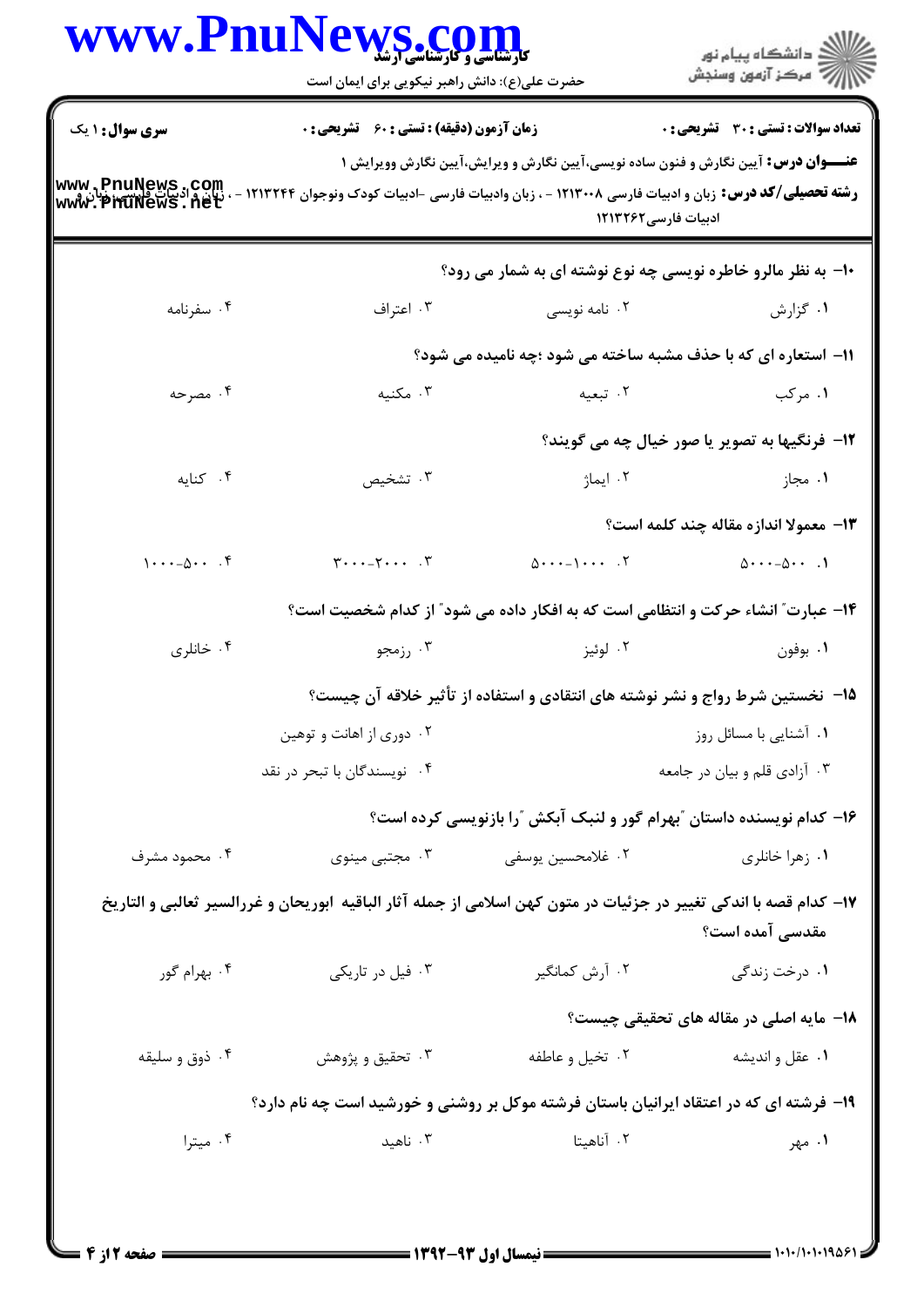**سری سوال:** ۱ یک

**زمان آزمون (دقیقه) : تستی : ۶۰ تشریحی : ۰**

**تعداد سوالات : تستی : ۳۰ تشریحی : ۰**

**عنـــوان درس:** آیین نگارش و فنون ساده نویسی،آیین نگارش و ویرایش،آیین نگارش وویرایش ۱

**رشته تحصیلی/کد درس:** زبان و ادبیات فارسی ۱۲۱۳۰۰۸ - ، زبان وادبیات فارسی -ادبیات کودک ونوجوان ۱۲۱۳۲۴۴ - ، زبان و ادبیات فارسی، زبان و ادبیات فارسی۱۲۱۳۲۶۲

۱۰- به نظر مالرو خاطره نویسی چه نوع نوشته ای به شمار می رود؟

۱. گزارش ۲. نامه نویسی ۳. اعتراف ۴. سفرنامه

۱۱- استعاره ای که با حذف مشبه ساخته می شود ؛چه نامیده می شود؟

۱. مرکب ۲. تبعیه ۳. مکنیه ۴. مصرحه

۱۲- فرنگیها به تصویر یا صور خیال چه می گویند؟

۱. مجاز ۲. ایماژ ۳. تشخیص ۴. کنایه

۱۳- معمولا اندازه مقاله چند کلمه است؟

۱. ۵۰۰-۵۰۰۰ ۲. ۱۰۰۰-۵۰۰۰ ۳. ۲۰۰۰-۳۰۰۰ ۴. ۵۰۰-۱۰۰۰

۱۴- عبارت" انشاء حرکت و انتظامی است که به افکار داده می شود" از کدام شخصیت است؟

۱. بوفون ۲. لوئیز ۳. رزمجو ۴. خانلری

۱۵- نخستین شرط رواج و نشر نوشته های انتقادی و استفاده از تأثیر خلاقه آن چیست؟

۱. آشنایی با مسائل روز ۲. دوری از اهانت و توهین

۳. آزادی قلم و بیان در جامعه ۴. نویسندگان با تبحر در نقد

۱۶- کدام نویسنده داستان "بهرام گور و لنبک آبکش "را بازنویسی کرده است؟

۱. زهرا خانلری ۲. غلامحسین یوسفی ۳. مجتبی مینوی ۴. محمود مشرف

۱۷- کدام قصه با اندکی تغییر در جزئیات در متون کهن اسلامی از جمله آثار الباقیه ابوریحان و غررالسیر ثعالبی و التاریخ مقدسی آمده است؟

۱. درخت زندگی ۲. آرش کمانگیر ۳. فیل در تاریکی ۴. بهرام گور

۱۸- مایه اصلی در مقاله های تحقیقی چیست؟

۱. عقل و اندیشه ۲. تخیل و عاطفه ۳. تحقیق و پژوهش ۴. ذوق و سلیقه

۱۹- فرشته ای که در اعتقاد ایرانیان باستان فرشته موکل بر روشنی و خورشید است چه نام دارد؟

۱. مهر ۲. آناهیتا ۳. ناهید ۴. میترا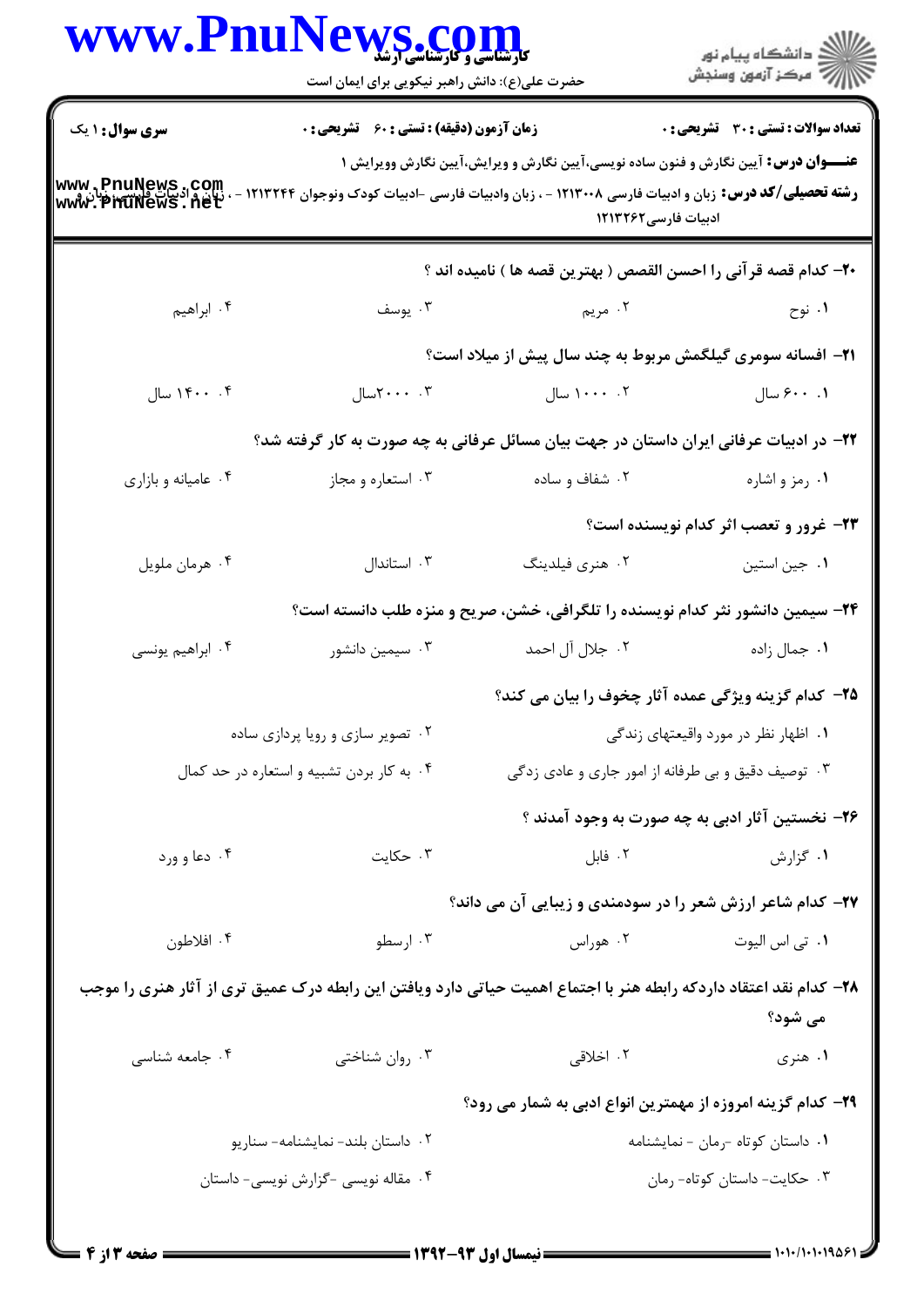**سری سوال:** ۱ یک

**زمان آزمون (دقیقه) : تستی : ۶۰ تشریحی : ۰**

**تعداد سوالات : تستی : ۳۰ تشریحی : ۰**

**عنـــوان درس:** آیین نگارش و فنون ساده نویسی،آیین نگارش و ویرایش،آیین نگارش و ویرایش ۱

**رشته تحصیلی/کد درس:** زبان و ادبیات فارسی ۱۲۱۳۰۰۸ - ، زبان وادبیات فارسی -ادبیات کودک ونوجوان ۱۲۱۳۲۴۴ - ، زبان و ادبیات فارسی ادبیات فارسی۱۲۱۳۲۶۲

**۲۰- کدام قصه قرآنی را احسن القصص ( بهترین قصه ها ) نامیده اند ؟**

۱. نوح
۲. مریم
۳. یوسف
۴. ابراهیم

**۲۱- افسانه سومری گیلگمش مربوط به چند سال پیش از میلاد است؟**

۱. ۶۰۰ سال
۲. ۱۰۰۰ سال
۳. ۲۰۰۰سال
۴. ۱۴۰۰ سال

**۲۲- در ادبیات عرفانی ایران داستان در جهت بیان مسائل عرفانی به چه صورت به کار گرفته شد؟**

۱. رمز و اشاره
۲. شفاف و ساده
۳. استعاره و مجاز
۴. عامیانه و بازاری

**۲۳- غرور و تعصب اثر کدام نویسنده است؟**

۱. جین استین
۲. هنری فیلدینگ
۳. استاندال
۴. هرمان ملویل

**۲۴- سیمین دانشور نثر کدام نویسنده را تلگرافی، خشن، صریح و منزه طلب دانسته است؟**

۱. جمال زاده
۲. جلال آل احمد
۳. سیمین دانشور
۴. ابراهیم یونسی

**۲۵- کدام گزینه ویژگی عمده آثار چخوف را بیان می کند؟**

۱. اظهار نظر در مورد واقیعتهای زندگی
۲. تصویر سازی و رویا پردازی ساده
۳. توصیف دقیق و بی طرفانه از امور جاری و عادی زدگی
۴. به کار بردن تشبیه و استعاره در حد کمال

**۲۶- نخستین آثار ادبی به چه صورت به وجود آمدند ؟**

۱. گزارش
۲. فابل
۳. حکایت
۴. دعا و ورد

**۲۷- کدام شاعر ارزش شعر را در سودمندی و زیبایی آن می داند؟**

۱. تی اس الیوت
۲. هوراس
۳. ارسطو
۴. افلاطون

**۲۸- کدام نقد اعتقاد داردکه رابطه هنر با اجتماع اهمیت حیاتی دارد ویافتن این رابطه درک عمیق تری از آثار هنری را موجب می شود؟**

۱. هنری
۲. اخلاقی
۳. روان شناختی
۴. جامعه شناسی

**۲۹- کدام گزینه امروزه از مهمترین انواع ادبی به شمار می رود؟**

۱. داستان کوتاه -رمان - نمایشنامه
۲. داستان بلند- نمایشنامه- سناریو
۳. حکایت- داستان کوتاه- رمان
۴. مقاله نویسی -گزارش نویسی- داستان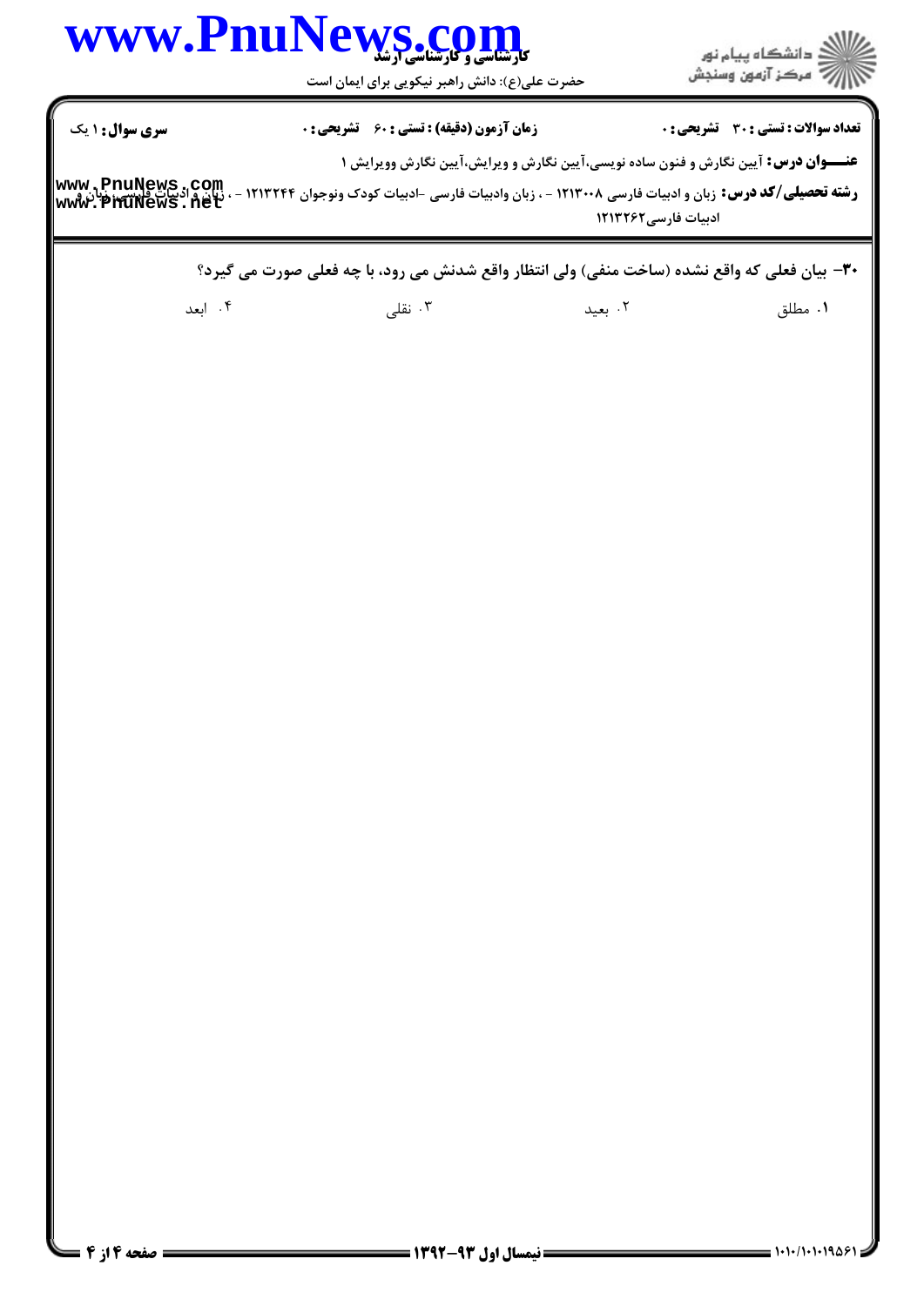**تعداد سوالات : تستی : ۳۰ تشریحی : ۰** | **زمان آزمون (دقیقه) : تستی : ۶۰ تشریحی : ۰** | **سری سوال : ۱ یک**

**عنـــوان درس:** آیین نگارش و فنون ساده نویسی،آیین نگارش و ویرایش،آیین نگارش وویرایش ۱

**رشته تحصیلی/کد درس:** زبان و ادبیات فارسی ۱۲۱۳۰۰۸ - ، زبان وادبیات فارسی -ادبیات کودک ونوجوان ۱۲۱۳۲۴۴ - ، زبان و ادبیات فارسی، زبان و ادبیات فارسی۱۲۱۳۲۶۲

**۳۰- بیان فعلی که واقع نشده (ساخت منفی) ولی انتظار واقع شدنش می رود، با چه فعلی صورت می گیرد؟**

۱. مطلق

۲. بعید

۳. نقلی

۴. ابعد